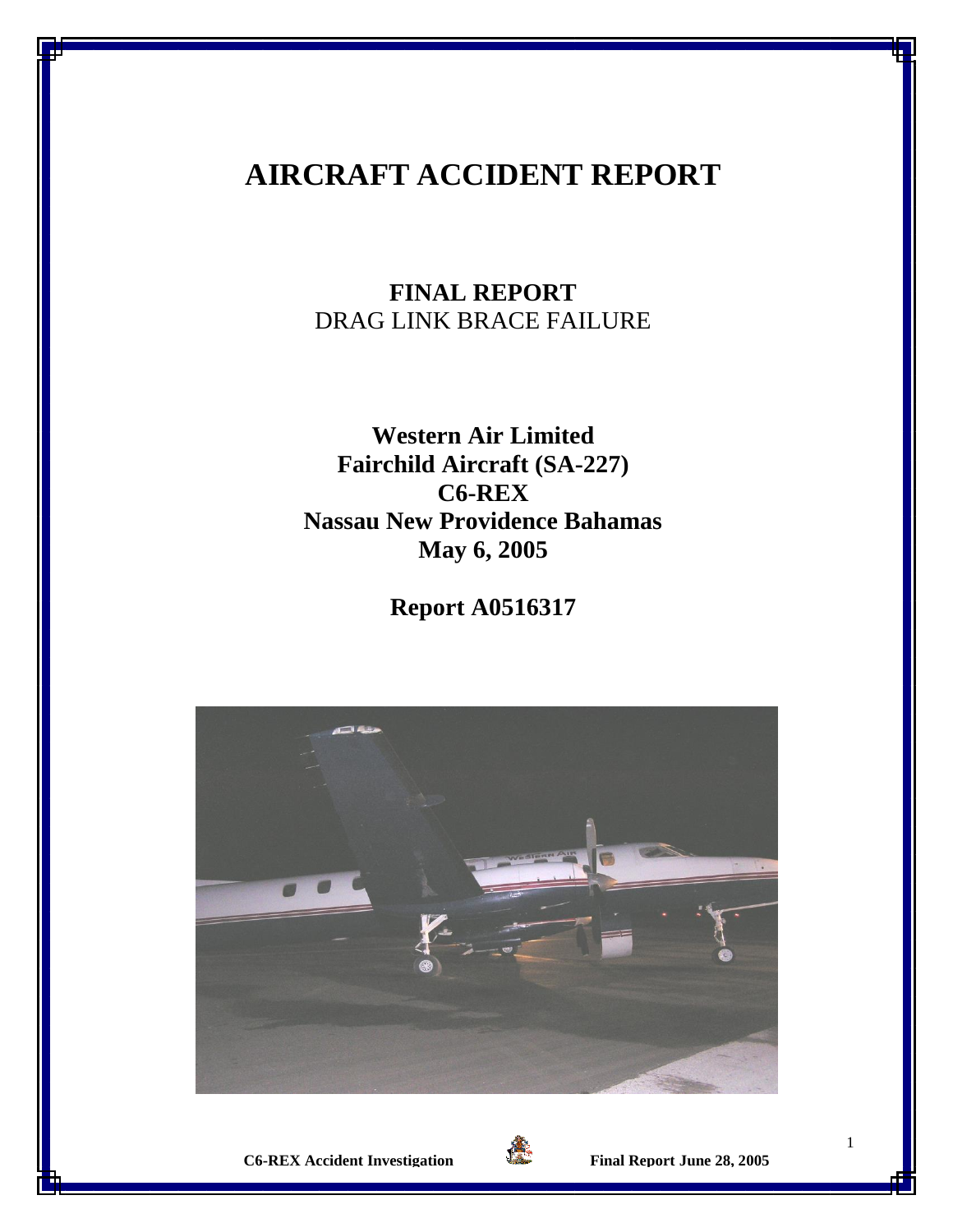# AIRCRAFT ACCIDENT REPORT

**FINAL REPORT**
DRAG LINK BRACE FAILURE

**Western Air Limited**
**Fairchild Aircraft (SA-227)**
**C6-REX**
**Nassau New Providence Bahamas**
**May 6, 2005**

**Report A0516317**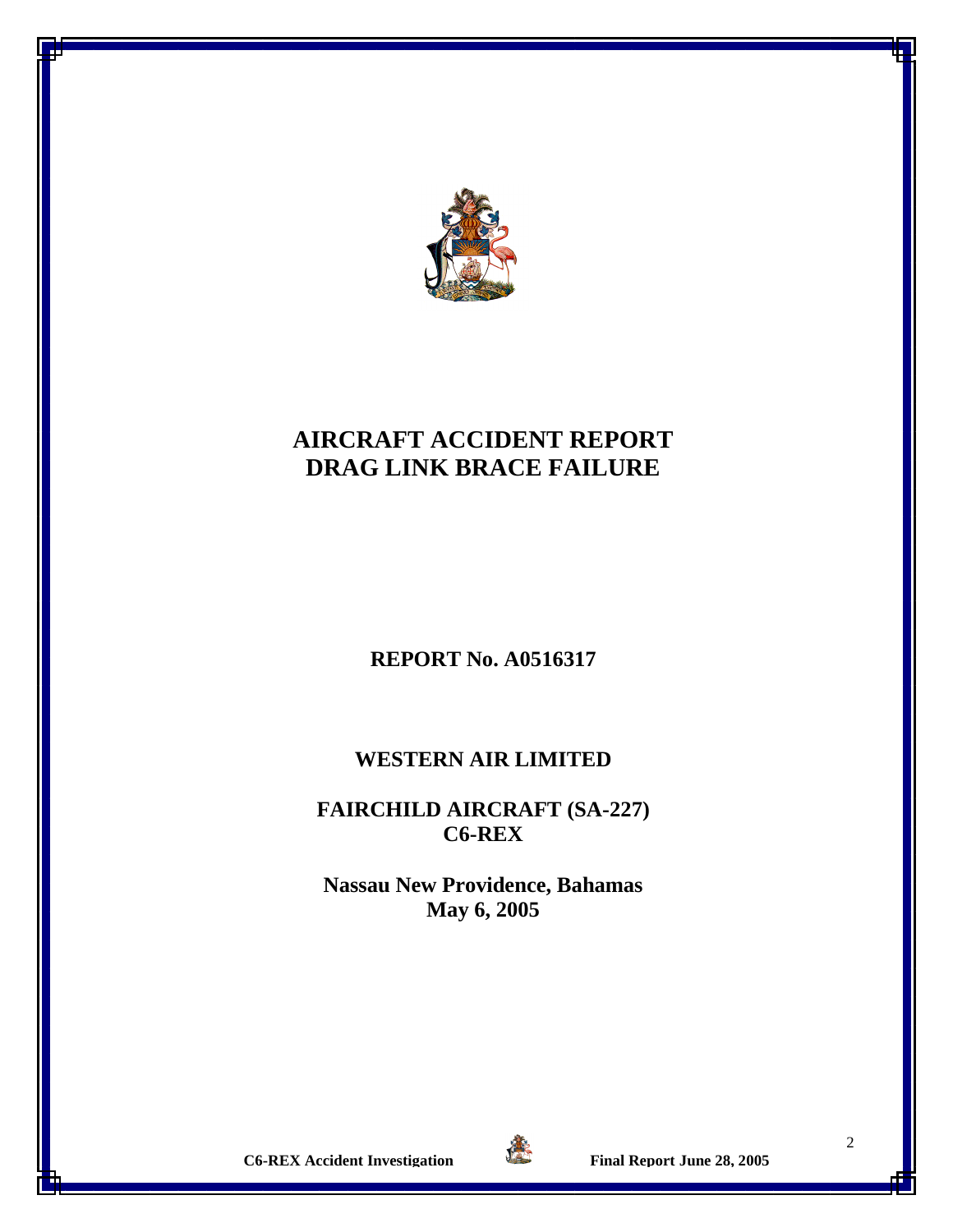# AIRCRAFT ACCIDENT REPORT
# DRAG LINK BRACE FAILURE

**REPORT No. A0516317**

**WESTERN AIR LIMITED**

**FAIRCHILD AIRCRAFT (SA-227)**
**C6-REX**

**Nassau New Providence, Bahamas**
**May 6, 2005**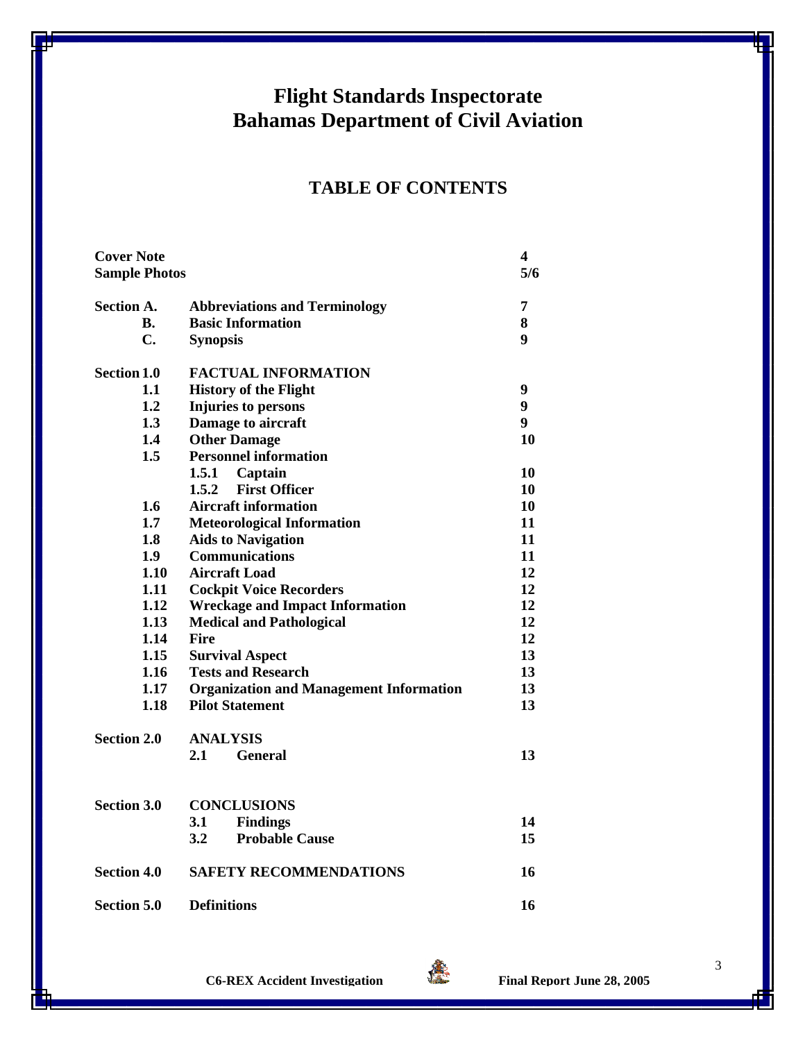# Flight Standards Inspectorate
# Bahamas Department of Civil Aviation

## TABLE OF CONTENTS

| | | |
|---|---|---|
| **Cover Note** | | **4** |
| **Sample Photos** | | **5/6** |
| **Section A.** | **Abbreviations and Terminology** | **7** |
| **B.** | **Basic Information** | **8** |
| **C.** | **Synopsis** | **9** |
| **Section 1.0** | **FACTUAL INFORMATION** | |
| **1.1** | **History of the Flight** | **9** |
| **1.2** | **Injuries to persons** | **9** |
| **1.3** | **Damage to aircraft** | **9** |
| **1.4** | **Other Damage** | **10** |
| **1.5** | **Personnel information** | |
| | **1.5.1 Captain** | **10** |
| | **1.5.2 First Officer** | **10** |
| **1.6** | **Aircraft information** | **10** |
| **1.7** | **Meteorological Information** | **11** |
| **1.8** | **Aids to Navigation** | **11** |
| **1.9** | **Communications** | **11** |
| **1.10** | **Aircraft Load** | **12** |
| **1.11** | **Cockpit Voice Recorders** | **12** |
| **1.12** | **Wreckage and Impact Information** | **12** |
| **1.13** | **Medical and Pathological** | **12** |
| **1.14** | **Fire** | **12** |
| **1.15** | **Survival Aspect** | **13** |
| **1.16** | **Tests and Research** | **13** |
| **1.17** | **Organization and Management Information** | **13** |
| **1.18** | **Pilot Statement** | **13** |
| **Section 2.0** | **ANALYSIS** | |
| | **2.1 General** | **13** |
| **Section 3.0** | **CONCLUSIONS** | |
| | **3.1 Findings** | **14** |
| | **3.2 Probable Cause** | **15** |
| **Section 4.0** | **SAFETY RECOMMENDATIONS** | **16** |
| **Section 5.0** | **Definitions** | **16** |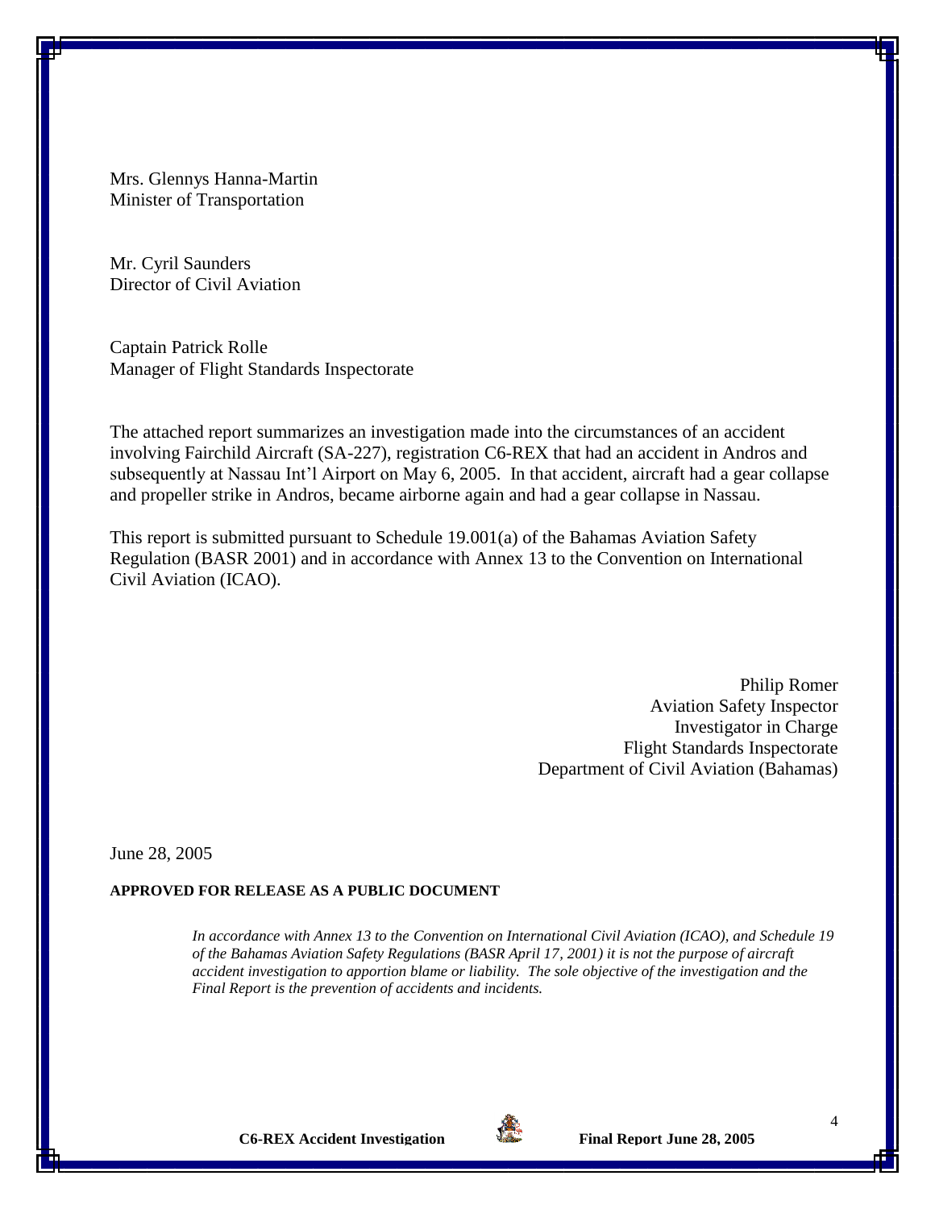Mrs. Glennys Hanna-Martin
Minister of Transportation

Mr. Cyril Saunders
Director of Civil Aviation

Captain Patrick Rolle
Manager of Flight Standards Inspectorate

The attached report summarizes an investigation made into the circumstances of an accident involving Fairchild Aircraft (SA-227), registration C6-REX that had an accident in Andros and subsequently at Nassau Int'l Airport on May 6, 2005. In that accident, aircraft had a gear collapse and propeller strike in Andros, became airborne again and had a gear collapse in Nassau.

This report is submitted pursuant to Schedule 19.001(a) of the Bahamas Aviation Safety Regulation (BASR 2001) and in accordance with Annex 13 to the Convention on International Civil Aviation (ICAO).

Philip Romer
Aviation Safety Inspector
Investigator in Charge
Flight Standards Inspectorate
Department of Civil Aviation (Bahamas)

June 28, 2005

**APPROVED FOR RELEASE AS A PUBLIC DOCUMENT**

*In accordance with Annex 13 to the Convention on International Civil Aviation (ICAO), and Schedule 19 of the Bahamas Aviation Safety Regulations (BASR April 17, 2001) it is not the purpose of aircraft accident investigation to apportion blame or liability. The sole objective of the investigation and the Final Report is the prevention of accidents and incidents.*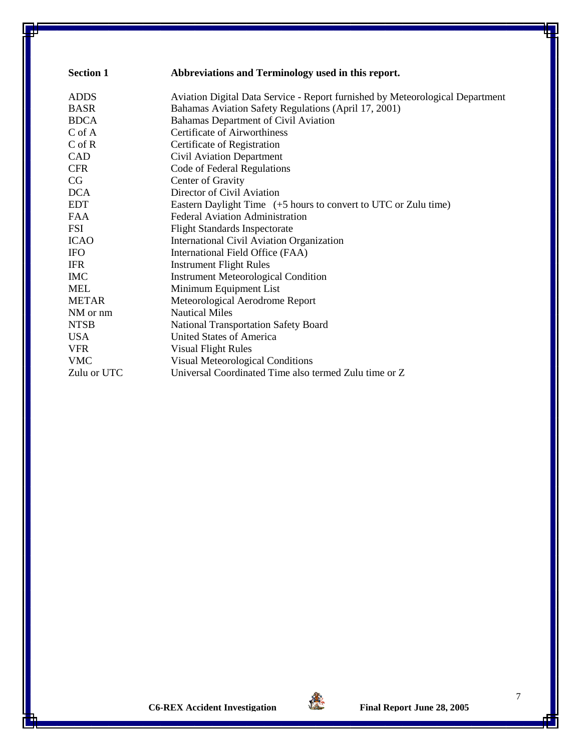## Section 1 — Abbreviations and Terminology used in this report.

| | |
|---|---|
| ADDS | Aviation Digital Data Service - Report furnished by Meteorological Department |
| BASR | Bahamas Aviation Safety Regulations (April 17, 2001) |
| BDCA | Bahamas Department of Civil Aviation |
| C of A | Certificate of Airworthiness |
| C of R | Certificate of Registration |
| CAD | Civil Aviation Department |
| CFR | Code of Federal Regulations |
| CG | Center of Gravity |
| DCA | Director of Civil Aviation |
| EDT | Eastern Daylight Time (+5 hours to convert to UTC or Zulu time) |
| FAA | Federal Aviation Administration |
| FSI | Flight Standards Inspectorate |
| ICAO | International Civil Aviation Organization |
| IFO | International Field Office (FAA) |
| IFR | Instrument Flight Rules |
| IMC | Instrument Meteorological Condition |
| MEL | Minimum Equipment List |
| METAR | Meteorological Aerodrome Report |
| NM or nm | Nautical Miles |
| NTSB | National Transportation Safety Board |
| USA | United States of America |
| VFR | Visual Flight Rules |
| VMC | Visual Meteorological Conditions |
| Zulu or UTC | Universal Coordinated Time also termed Zulu time or Z |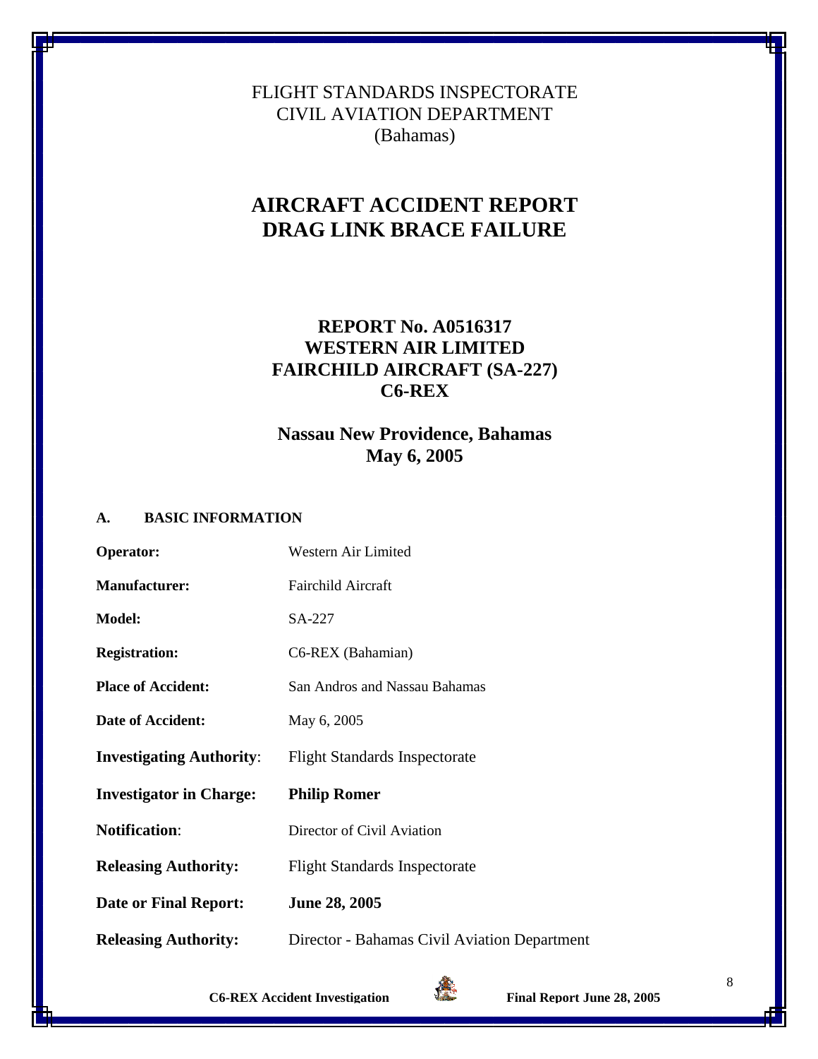FLIGHT STANDARDS INSPECTORATE
CIVIL AVIATION DEPARTMENT
(Bahamas)

# AIRCRAFT ACCIDENT REPORT
# DRAG LINK BRACE FAILURE

## REPORT No. A0516317
## WESTERN AIR LIMITED
## FAIRCHILD AIRCRAFT (SA-227)
## C6-REX

## Nassau New Providence, Bahamas
## May 6, 2005

### A. BASIC INFORMATION

| | |
|---|---|
| **Operator:** | Western Air Limited |
| **Manufacturer:** | Fairchild Aircraft |
| **Model:** | SA-227 |
| **Registration:** | C6-REX (Bahamian) |
| **Place of Accident:** | San Andros and Nassau Bahamas |
| **Date of Accident:** | May 6, 2005 |
| **Investigating Authority**: | Flight Standards Inspectorate |
| **Investigator in Charge:** | **Philip Romer** |
| **Notification**: | Director of Civil Aviation |
| **Releasing Authority:** | Flight Standards Inspectorate |
| **Date or Final Report:** | **June 28, 2005** |
| **Releasing Authority:** | Director - Bahamas Civil Aviation Department |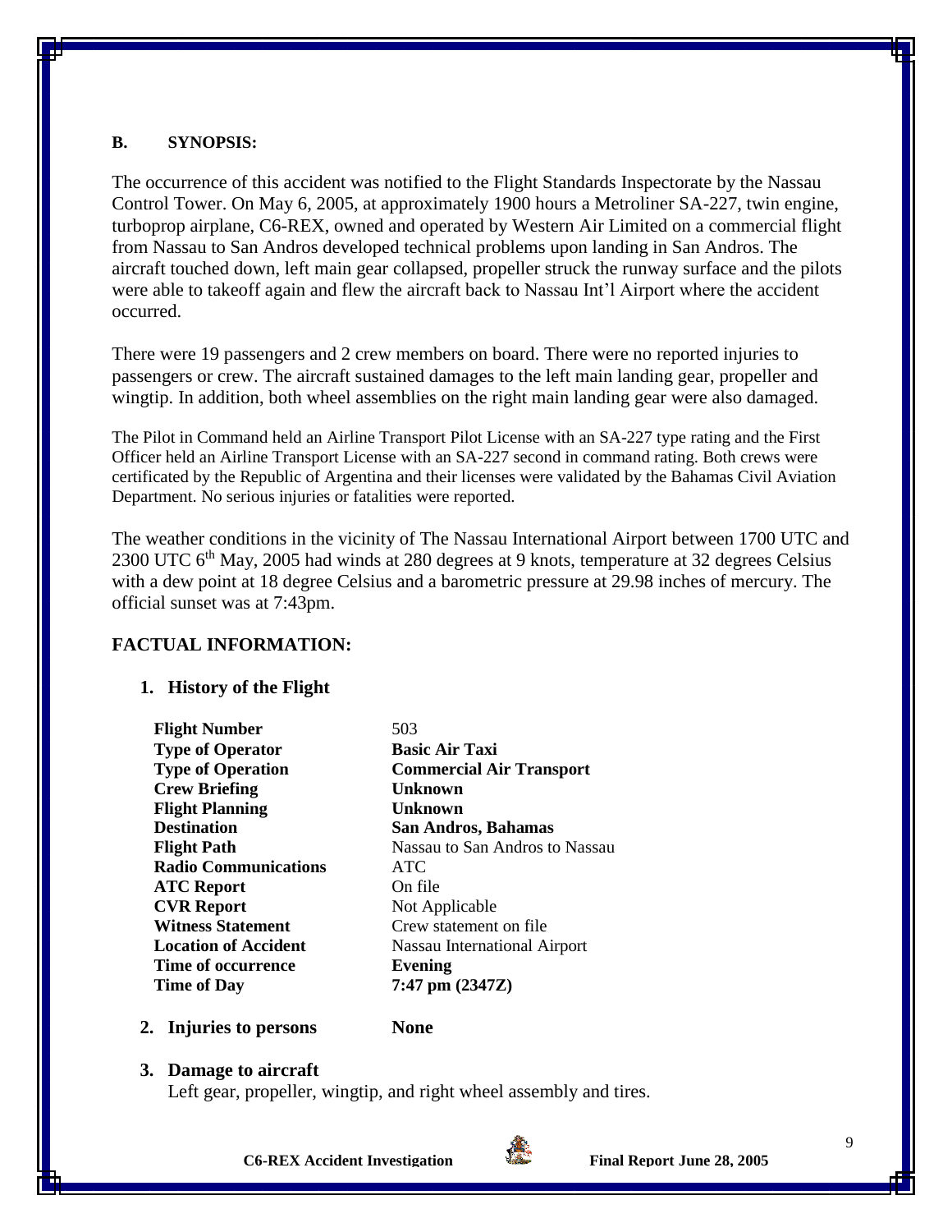**B. SYNOPSIS:**

The occurrence of this accident was notified to the Flight Standards Inspectorate by the Nassau Control Tower. On May 6, 2005, at approximately 1900 hours a Metroliner SA-227, twin engine, turboprop airplane, C6-REX, owned and operated by Western Air Limited on a commercial flight from Nassau to San Andros developed technical problems upon landing in San Andros. The aircraft touched down, left main gear collapsed, propeller struck the runway surface and the pilots were able to takeoff again and flew the aircraft back to Nassau Int'l Airport where the accident occurred.

There were 19 passengers and 2 crew members on board. There were no reported injuries to passengers or crew. The aircraft sustained damages to the left main landing gear, propeller and wingtip. In addition, both wheel assemblies on the right main landing gear were also damaged.

The Pilot in Command held an Airline Transport Pilot License with an SA-227 type rating and the First Officer held an Airline Transport License with an SA-227 second in command rating. Both crews were certificated by the Republic of Argentina and their licenses were validated by the Bahamas Civil Aviation Department. No serious injuries or fatalities were reported.

The weather conditions in the vicinity of The Nassau International Airport between 1700 UTC and 2300 UTC 6th May, 2005 had winds at 280 degrees at 9 knots, temperature at 32 degrees Celsius with a dew point at 18 degree Celsius and a barometric pressure at 29.98 inches of mercury. The official sunset was at 7:43pm.

## FACTUAL INFORMATION:

### 1. History of the Flight

| | |
|---|---|
| **Flight Number** | 503 |
| **Type of Operator** | **Basic Air Taxi** |
| **Type of Operation** | **Commercial Air Transport** |
| **Crew Briefing** | **Unknown** |
| **Flight Planning** | **Unknown** |
| **Destination** | **San Andros, Bahamas** |
| **Flight Path** | Nassau to San Andros to Nassau |
| **Radio Communications** | ATC |
| **ATC Report** | On file |
| **CVR Report** | Not Applicable |
| **Witness Statement** | Crew statement on file |
| **Location of Accident** | Nassau International Airport |
| **Time of occurrence** | **Evening** |
| **Time of Day** | **7:47 pm (2347Z)** |

### 2. Injuries to persons **None**

### 3. Damage to aircraft

Left gear, propeller, wingtip, and right wheel assembly and tires.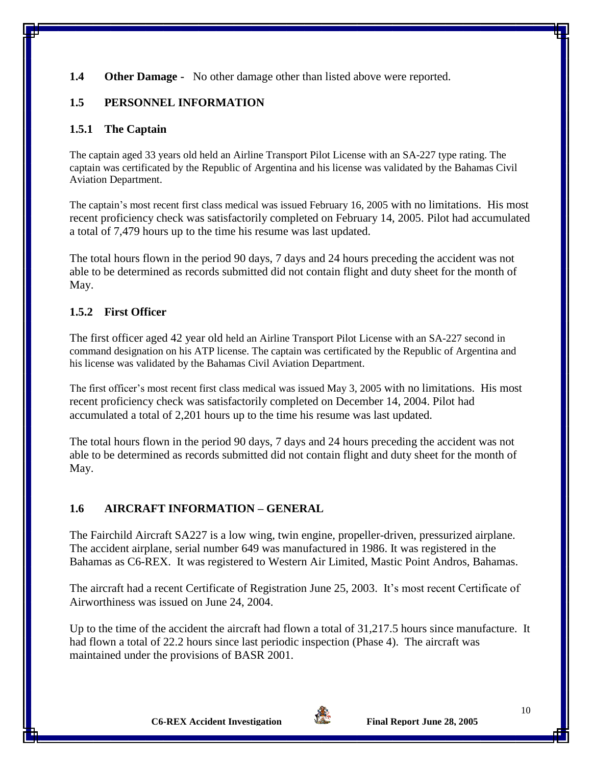**1.4 Other Damage -** No other damage other than listed above were reported.

## 1.5 PERSONNEL INFORMATION

### 1.5.1 The Captain

The captain aged 33 years old held an Airline Transport Pilot License with an SA-227 type rating. The captain was certificated by the Republic of Argentina and his license was validated by the Bahamas Civil Aviation Department.

The captain's most recent first class medical was issued February 16, 2005 with no limitations. His most recent proficiency check was satisfactorily completed on February 14, 2005. Pilot had accumulated a total of 7,479 hours up to the time his resume was last updated.

The total hours flown in the period 90 days, 7 days and 24 hours preceding the accident was not able to be determined as records submitted did not contain flight and duty sheet for the month of May.

### 1.5.2 First Officer

The first officer aged 42 year old held an Airline Transport Pilot License with an SA-227 second in command designation on his ATP license. The captain was certificated by the Republic of Argentina and his license was validated by the Bahamas Civil Aviation Department.

The first officer's most recent first class medical was issued May 3, 2005 with no limitations. His most recent proficiency check was satisfactorily completed on December 14, 2004. Pilot had accumulated a total of 2,201 hours up to the time his resume was last updated.

The total hours flown in the period 90 days, 7 days and 24 hours preceding the accident was not able to be determined as records submitted did not contain flight and duty sheet for the month of May.

## 1.6 AIRCRAFT INFORMATION – GENERAL

The Fairchild Aircraft SA227 is a low wing, twin engine, propeller-driven, pressurized airplane. The accident airplane, serial number 649 was manufactured in 1986. It was registered in the Bahamas as C6-REX. It was registered to Western Air Limited, Mastic Point Andros, Bahamas.

The aircraft had a recent Certificate of Registration June 25, 2003. It's most recent Certificate of Airworthiness was issued on June 24, 2004.

Up to the time of the accident the aircraft had flown a total of 31,217.5 hours since manufacture. It had flown a total of 22.2 hours since last periodic inspection (Phase 4). The aircraft was maintained under the provisions of BASR 2001.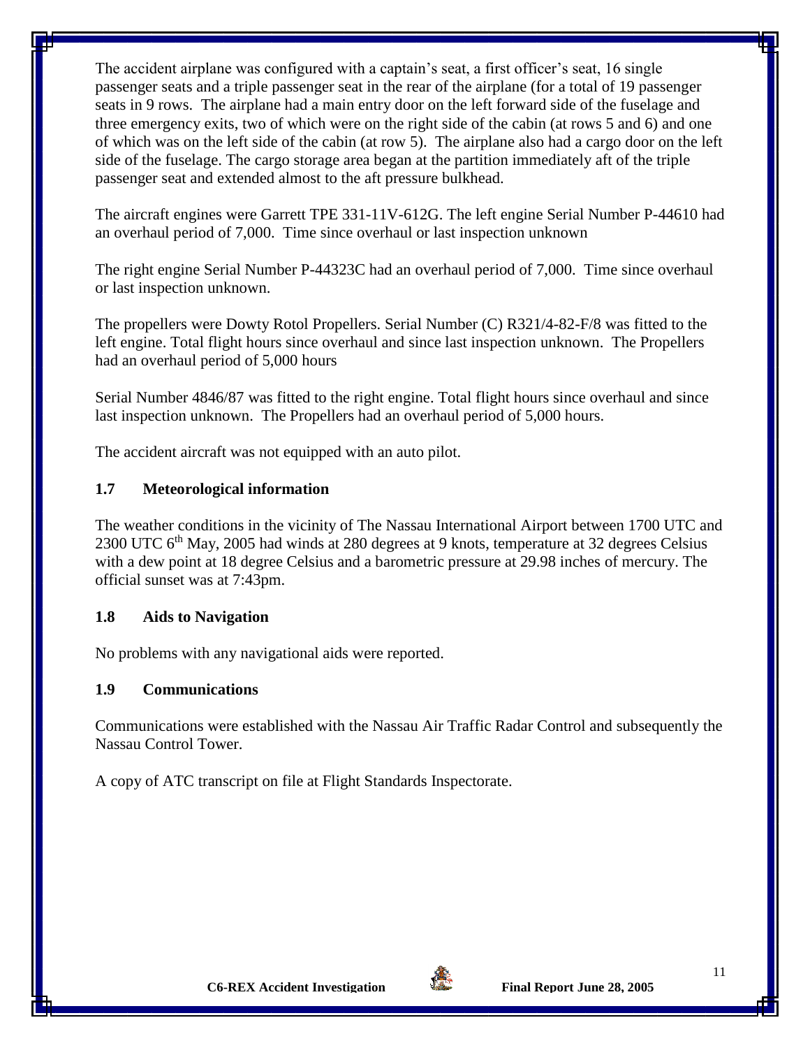The accident airplane was configured with a captain's seat, a first officer's seat, 16 single passenger seats and a triple passenger seat in the rear of the airplane (for a total of 19 passenger seats in 9 rows. The airplane had a main entry door on the left forward side of the fuselage and three emergency exits, two of which were on the right side of the cabin (at rows 5 and 6) and one of which was on the left side of the cabin (at row 5). The airplane also had a cargo door on the left side of the fuselage. The cargo storage area began at the partition immediately aft of the triple passenger seat and extended almost to the aft pressure bulkhead.

The aircraft engines were Garrett TPE 331-11V-612G. The left engine Serial Number P-44610 had an overhaul period of 7,000. Time since overhaul or last inspection unknown

The right engine Serial Number P-44323C had an overhaul period of 7,000. Time since overhaul or last inspection unknown.

The propellers were Dowty Rotol Propellers. Serial Number (C) R321/4-82-F/8 was fitted to the left engine. Total flight hours since overhaul and since last inspection unknown. The Propellers had an overhaul period of 5,000 hours

Serial Number 4846/87 was fitted to the right engine. Total flight hours since overhaul and since last inspection unknown. The Propellers had an overhaul period of 5,000 hours.

The accident aircraft was not equipped with an auto pilot.

## 1.7 Meteorological information

The weather conditions in the vicinity of The Nassau International Airport between 1700 UTC and 2300 UTC 6th May, 2005 had winds at 280 degrees at 9 knots, temperature at 32 degrees Celsius with a dew point at 18 degree Celsius and a barometric pressure at 29.98 inches of mercury. The official sunset was at 7:43pm.

## 1.8 Aids to Navigation

No problems with any navigational aids were reported.

## 1.9 Communications

Communications were established with the Nassau Air Traffic Radar Control and subsequently the Nassau Control Tower.

A copy of ATC transcript on file at Flight Standards Inspectorate.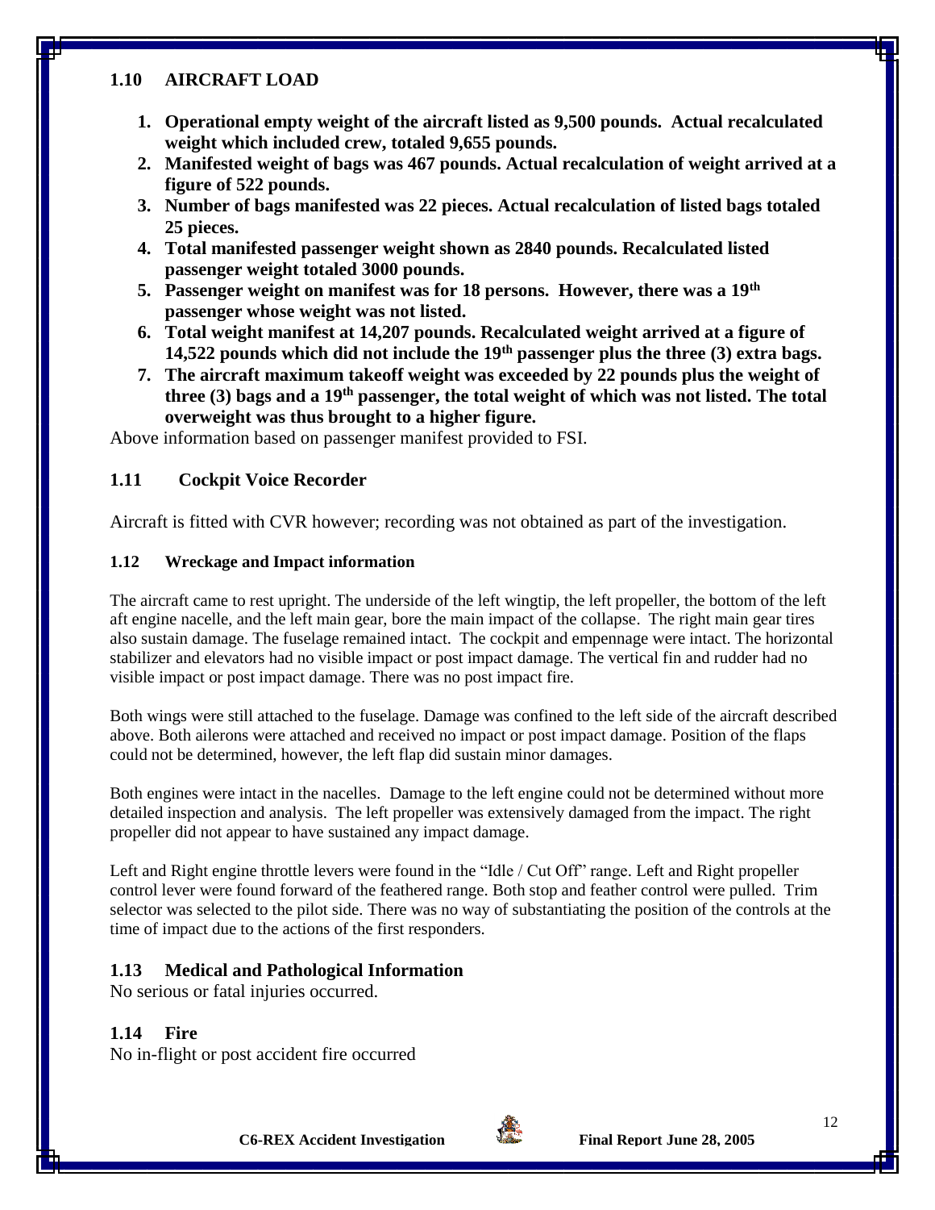## 1.10 AIRCRAFT LOAD

1. **Operational empty weight of the aircraft listed as 9,500 pounds. Actual recalculated weight which included crew, totaled 9,655 pounds.**
2. **Manifested weight of bags was 467 pounds. Actual recalculation of weight arrived at a figure of 522 pounds.**
3. **Number of bags manifested was 22 pieces. Actual recalculation of listed bags totaled 25 pieces.**
4. **Total manifested passenger weight shown as 2840 pounds. Recalculated listed passenger weight totaled 3000 pounds.**
5. **Passenger weight on manifest was for 18 persons. However, there was a 19th passenger whose weight was not listed.**
6. **Total weight manifest at 14,207 pounds. Recalculated weight arrived at a figure of 14,522 pounds which did not include the 19th passenger plus the three (3) extra bags.**
7. **The aircraft maximum takeoff weight was exceeded by 22 pounds plus the weight of three (3) bags and a 19th passenger, the total weight of which was not listed. The total overweight was thus brought to a higher figure.**

Above information based on passenger manifest provided to FSI.

## 1.11 Cockpit Voice Recorder

Aircraft is fitted with CVR however; recording was not obtained as part of the investigation.

### 1.12 Wreckage and Impact information

The aircraft came to rest upright. The underside of the left wingtip, the left propeller, the bottom of the left aft engine nacelle, and the left main gear, bore the main impact of the collapse. The right main gear tires also sustain damage. The fuselage remained intact. The cockpit and empennage were intact. The horizontal stabilizer and elevators had no visible impact or post impact damage. The vertical fin and rudder had no visible impact or post impact damage. There was no post impact fire.

Both wings were still attached to the fuselage. Damage was confined to the left side of the aircraft described above. Both ailerons were attached and received no impact or post impact damage. Position of the flaps could not be determined, however, the left flap did sustain minor damages.

Both engines were intact in the nacelles. Damage to the left engine could not be determined without more detailed inspection and analysis. The left propeller was extensively damaged from the impact. The right propeller did not appear to have sustained any impact damage.

Left and Right engine throttle levers were found in the "Idle / Cut Off" range. Left and Right propeller control lever were found forward of the feathered range. Both stop and feather control were pulled. Trim selector was selected to the pilot side. There was no way of substantiating the position of the controls at the time of impact due to the actions of the first responders.

## 1.13 Medical and Pathological Information

No serious or fatal injuries occurred.

## 1.14 Fire

No in-flight or post accident fire occurred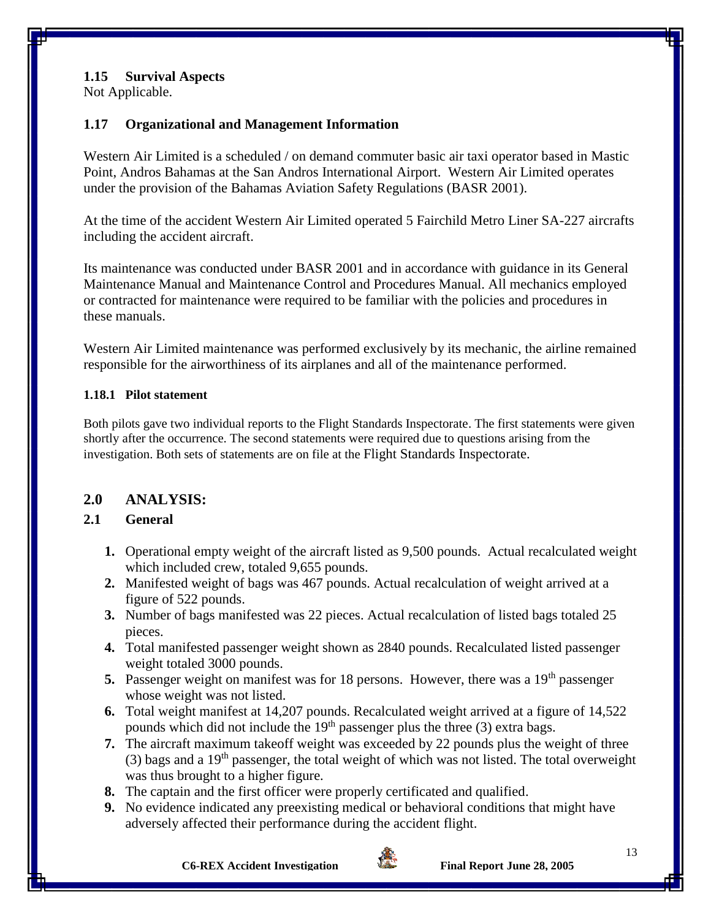### 1.15 Survival Aspects

Not Applicable.

### 1.17 Organizational and Management Information

Western Air Limited is a scheduled / on demand commuter basic air taxi operator based in Mastic Point, Andros Bahamas at the San Andros International Airport. Western Air Limited operates under the provision of the Bahamas Aviation Safety Regulations (BASR 2001).

At the time of the accident Western Air Limited operated 5 Fairchild Metro Liner SA-227 aircrafts including the accident aircraft.

Its maintenance was conducted under BASR 2001 and in accordance with guidance in its General Maintenance Manual and Maintenance Control and Procedures Manual. All mechanics employed or contracted for maintenance were required to be familiar with the policies and procedures in these manuals.

Western Air Limited maintenance was performed exclusively by its mechanic, the airline remained responsible for the airworthiness of its airplanes and all of the maintenance performed.

#### 1.18.1 Pilot statement

Both pilots gave two individual reports to the Flight Standards Inspectorate. The first statements were given shortly after the occurrence. The second statements were required due to questions arising from the investigation. Both sets of statements are on file at the Flight Standards Inspectorate.

## 2.0 ANALYSIS:

### 2.1 General

1. Operational empty weight of the aircraft listed as 9,500 pounds. Actual recalculated weight which included crew, totaled 9,655 pounds.
2. Manifested weight of bags was 467 pounds. Actual recalculation of weight arrived at a figure of 522 pounds.
3. Number of bags manifested was 22 pieces. Actual recalculation of listed bags totaled 25 pieces.
4. Total manifested passenger weight shown as 2840 pounds. Recalculated listed passenger weight totaled 3000 pounds.
5. Passenger weight on manifest was for 18 persons. However, there was a 19th passenger whose weight was not listed.
6. Total weight manifest at 14,207 pounds. Recalculated weight arrived at a figure of 14,522 pounds which did not include the 19th passenger plus the three (3) extra bags.
7. The aircraft maximum takeoff weight was exceeded by 22 pounds plus the weight of three (3) bags and a 19th passenger, the total weight of which was not listed. The total overweight was thus brought to a higher figure.
8. The captain and the first officer were properly certificated and qualified.
9. No evidence indicated any preexisting medical or behavioral conditions that might have adversely affected their performance during the accident flight.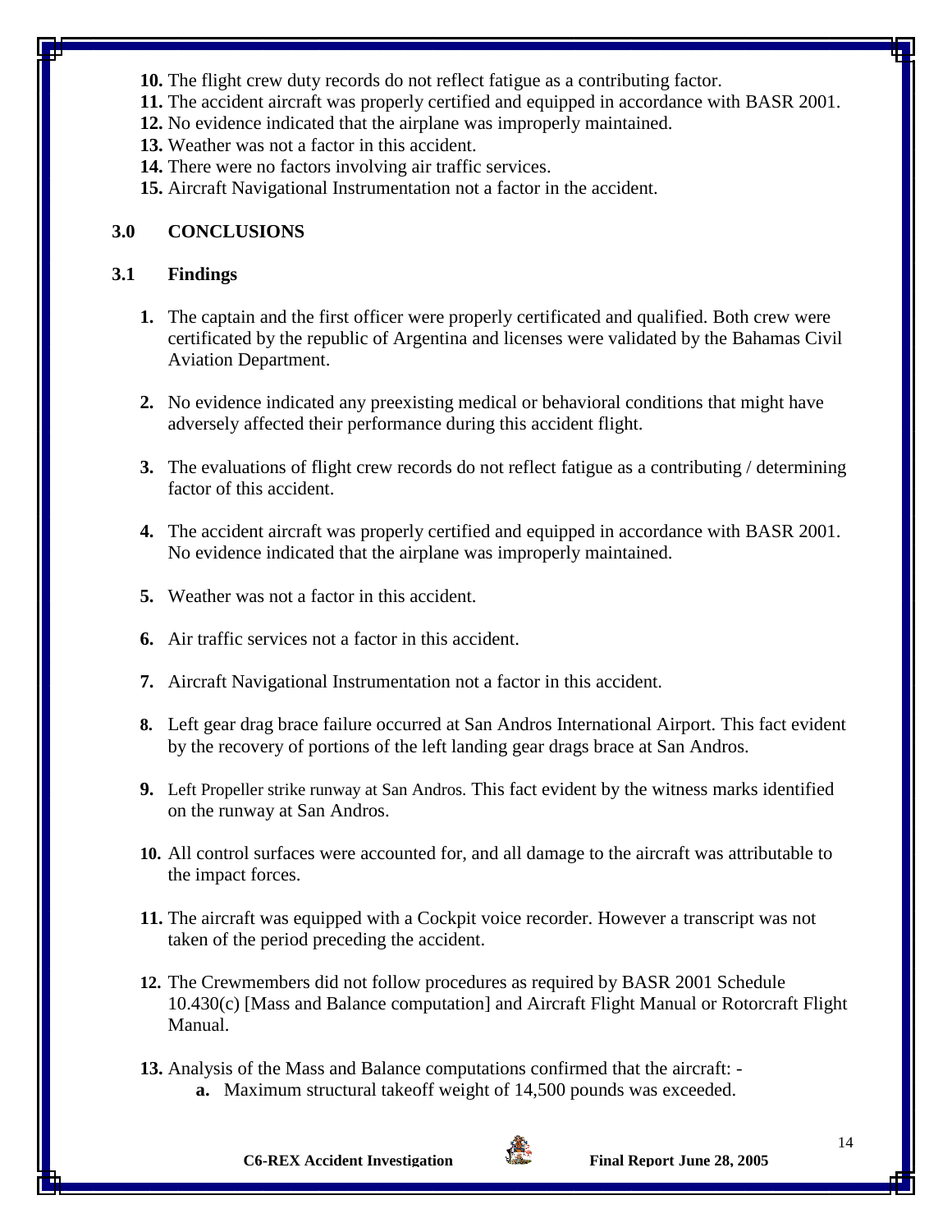10. The flight crew duty records do not reflect fatigue as a contributing factor.
11. The accident aircraft was properly certified and equipped in accordance with BASR 2001.
12. No evidence indicated that the airplane was improperly maintained.
13. Weather was not a factor in this accident.
14. There were no factors involving air traffic services.
15. Aircraft Navigational Instrumentation not a factor in the accident.

## 3.0 CONCLUSIONS

### 3.1 Findings

1. The captain and the first officer were properly certificated and qualified. Both crew were certificated by the republic of Argentina and licenses were validated by the Bahamas Civil Aviation Department.

2. No evidence indicated any preexisting medical or behavioral conditions that might have adversely affected their performance during this accident flight.

3. The evaluations of flight crew records do not reflect fatigue as a contributing / determining factor of this accident.

4. The accident aircraft was properly certified and equipped in accordance with BASR 2001. No evidence indicated that the airplane was improperly maintained.

5. Weather was not a factor in this accident.

6. Air traffic services not a factor in this accident.

7. Aircraft Navigational Instrumentation not a factor in this accident.

8. Left gear drag brace failure occurred at San Andros International Airport. This fact evident by the recovery of portions of the left landing gear drags brace at San Andros.

9. Left Propeller strike runway at San Andros. This fact evident by the witness marks identified on the runway at San Andros.

10. All control surfaces were accounted for, and all damage to the aircraft was attributable to the impact forces.

11. The aircraft was equipped with a Cockpit voice recorder. However a transcript was not taken of the period preceding the accident.

12. The Crewmembers did not follow procedures as required by BASR 2001 Schedule 10.430(c) [Mass and Balance computation] and Aircraft Flight Manual or Rotorcraft Flight Manual.

13. Analysis of the Mass and Balance computations confirmed that the aircraft: -
    a. Maximum structural takeoff weight of 14,500 pounds was exceeded.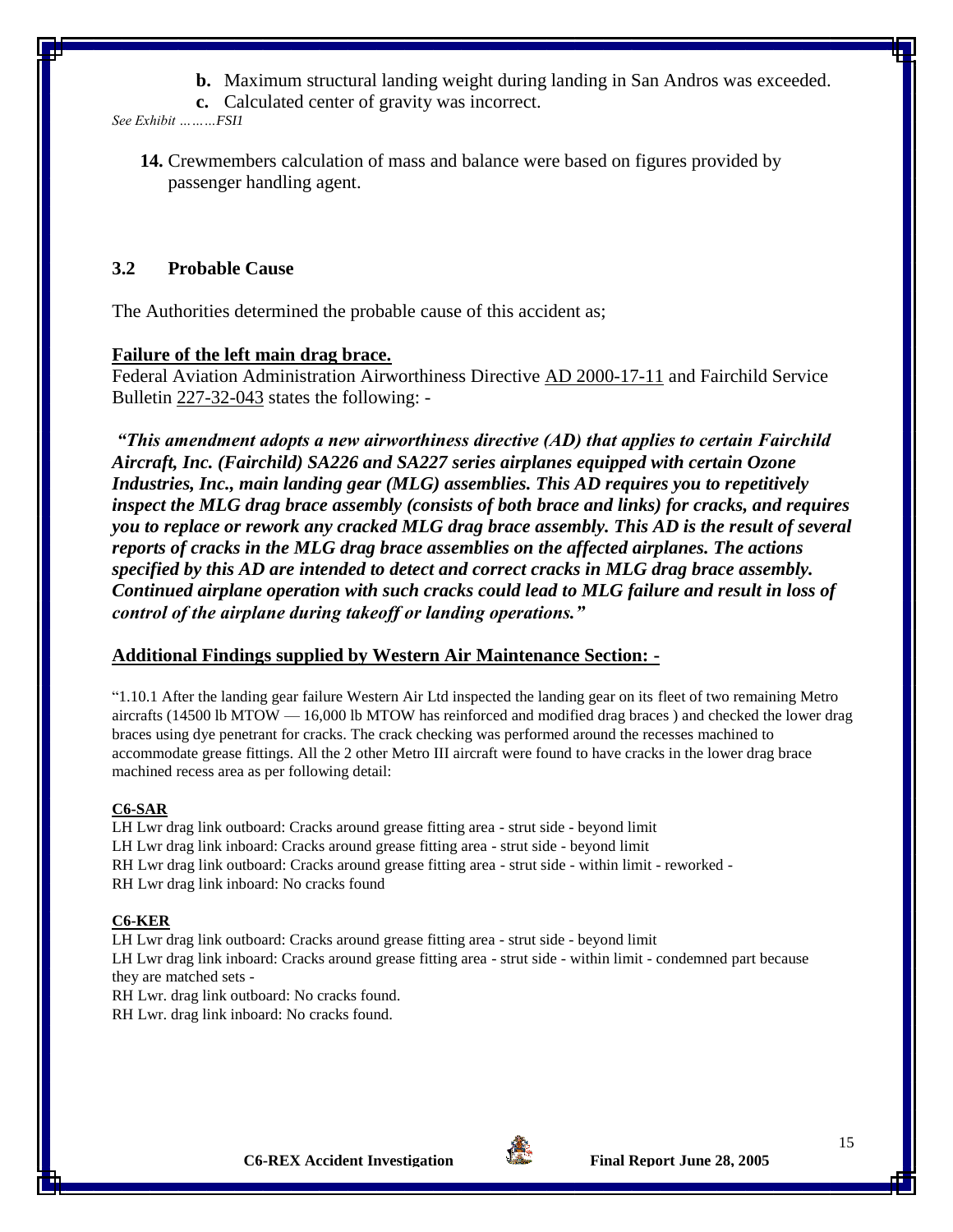**b.** Maximum structural landing weight during landing in San Andros was exceeded.

**c.** Calculated center of gravity was incorrect.

*See Exhibit ………FSI1*

**14.** Crewmembers calculation of mass and balance were based on figures provided by passenger handling agent.

### 3.2 Probable Cause

The Authorities determined the probable cause of this accident as;

**Failure of the left main drag brace.**

Federal Aviation Administration Airworthiness Directive AD 2000-17-11 and Fairchild Service Bulletin 227-32-043 states the following: -

***"This amendment adopts a new airworthiness directive (AD) that applies to certain Fairchild Aircraft, Inc. (Fairchild) SA226 and SA227 series airplanes equipped with certain Ozone Industries, Inc., main landing gear (MLG) assemblies. This AD requires you to repetitively inspect the MLG drag brace assembly (consists of both brace and links) for cracks, and requires you to replace or rework any cracked MLG drag brace assembly. This AD is the result of several reports of cracks in the MLG drag brace assemblies on the affected airplanes. The actions specified by this AD are intended to detect and correct cracks in MLG drag brace assembly. Continued airplane operation with such cracks could lead to MLG failure and result in loss of control of the airplane during takeoff or landing operations."***

**Additional Findings supplied by Western Air Maintenance Section: -**

"1.10.1 After the landing gear failure Western Air Ltd inspected the landing gear on its fleet of two remaining Metro aircrafts (14500 lb MTOW — 16,000 lb MTOW has reinforced and modified drag braces ) and checked the lower drag braces using dye penetrant for cracks. The crack checking was performed around the recesses machined to accommodate grease fittings. All the 2 other Metro III aircraft were found to have cracks in the lower drag brace machined recess area as per following detail:

**C6-SAR**

LH Lwr drag link outboard: Cracks around grease fitting area - strut side - beyond limit
LH Lwr drag link inboard: Cracks around grease fitting area - strut side - beyond limit
RH Lwr drag link outboard: Cracks around grease fitting area - strut side - within limit - reworked -
RH Lwr drag link inboard: No cracks found

**C6-KER**

LH Lwr drag link outboard: Cracks around grease fitting area - strut side - beyond limit
LH Lwr drag link inboard: Cracks around grease fitting area - strut side - within limit - condemned part because they are matched sets -
RH Lwr. drag link outboard: No cracks found.
RH Lwr. drag link inboard: No cracks found.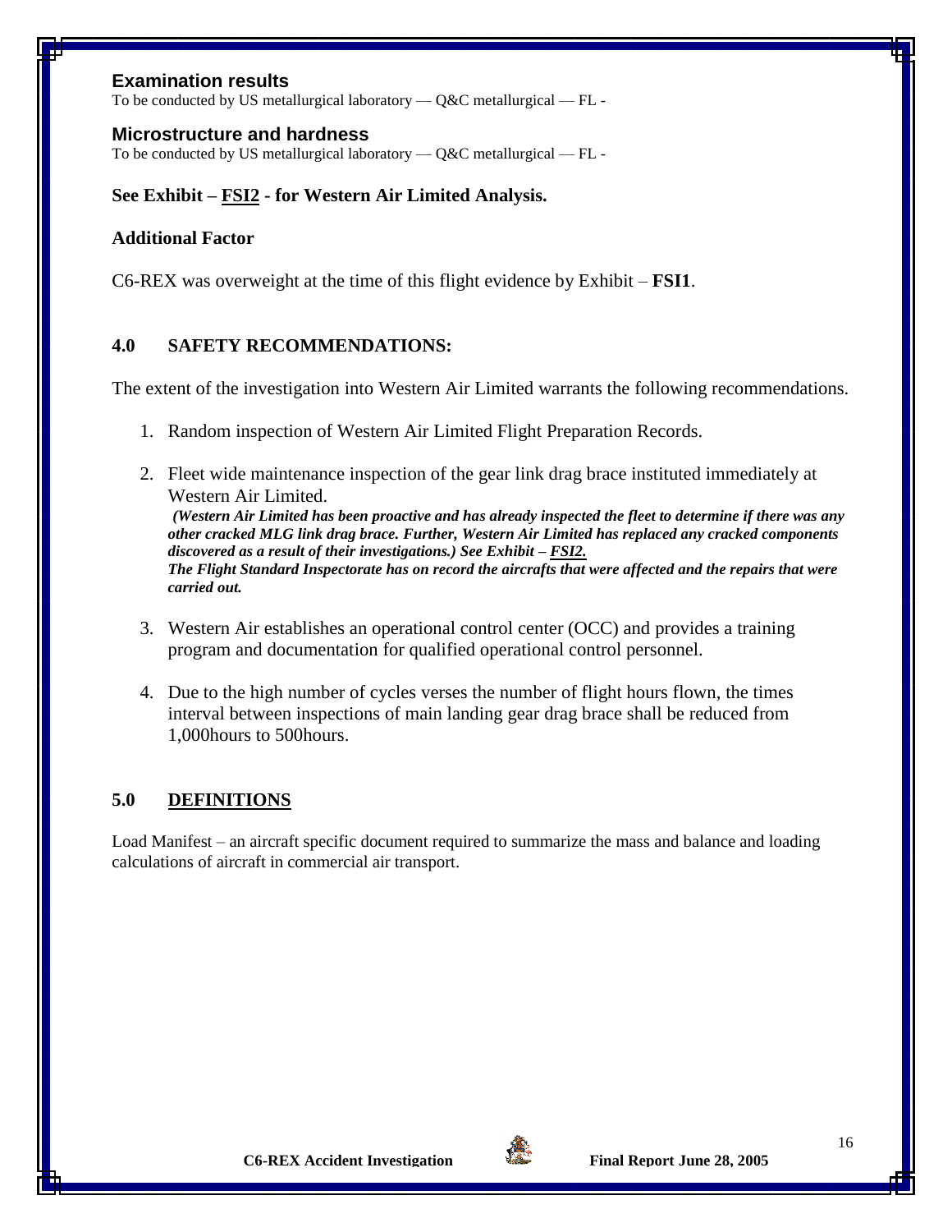### Examination results

To be conducted by US metallurgical laboratory — Q&C metallurgical — FL -

### Microstructure and hardness

To be conducted by US metallurgical laboratory — Q&C metallurgical — FL -

**See Exhibit – <u>FSI2</u> - for Western Air Limited Analysis.**

**Additional Factor**

C6-REX was overweight at the time of this flight evidence by Exhibit – **FSI1**.

## 4.0 SAFETY RECOMMENDATIONS:

The extent of the investigation into Western Air Limited warrants the following recommendations.

1. Random inspection of Western Air Limited Flight Preparation Records.

2. Fleet wide maintenance inspection of the gear link drag brace instituted immediately at Western Air Limited.
   ***(Western Air Limited has been proactive and has already inspected the fleet to determine if there was any other cracked MLG link drag brace. Further, Western Air Limited has replaced any cracked components discovered as a result of their investigations.) See Exhibit – <u>FSI2.</u>***
   ***The Flight Standard Inspectorate has on record the aircrafts that were affected and the repairs that were carried out.***

3. Western Air establishes an operational control center (OCC) and provides a training program and documentation for qualified operational control personnel.

4. Due to the high number of cycles verses the number of flight hours flown, the times interval between inspections of main landing gear drag brace shall be reduced from 1,000hours to 500hours.

## 5.0 <u>DEFINITIONS</u>

Load Manifest – an aircraft specific document required to summarize the mass and balance and loading calculations of aircraft in commercial air transport.